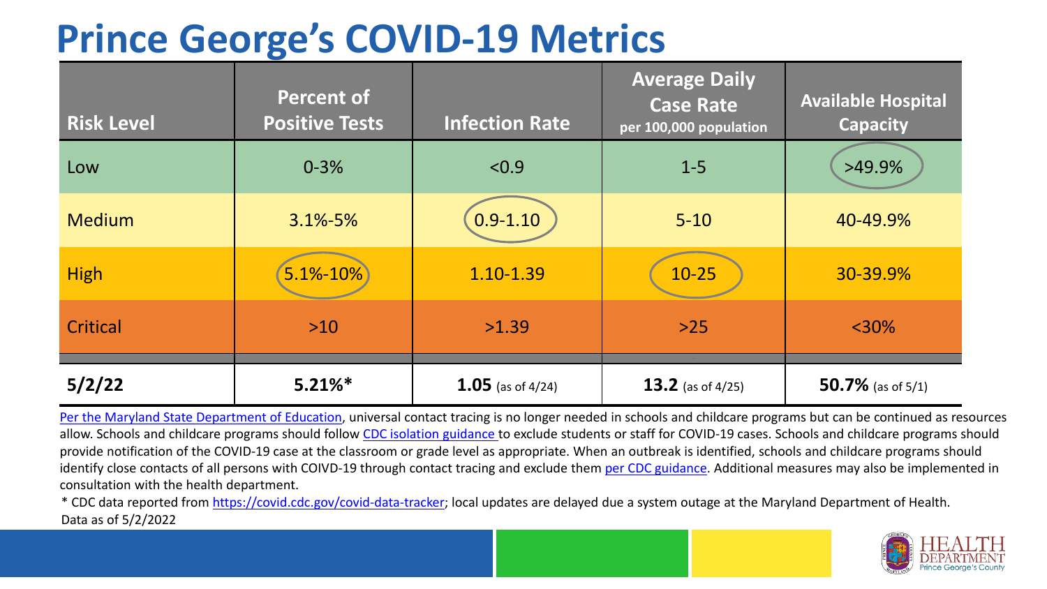# Prince George's COVID-19 Metrics

| Risk Level | Percent of Positive Tests | Infection Rate | Average Daily Case Rate per 100,000 population | Available Hospital Capacity |
|---|---|---|---|---|
| Low | 0-3% | <0.9 | 1-5 | >49.9% |
| Medium | 3.1%-5% | 0.9-1.10 | 5-10 | 40-49.9% |
| High | 5.1%-10% | 1.10-1.39 | 10-25 | 30-39.9% |
| Critical | >10 | >1.39 | >25 | <30% |
| **5/2/22** | **5.21%*** | **1.05** (as of 4/24) | **13.2** (as of 4/25) | **50.7%** (as of 5/1) |

Per the Maryland State Department of Education, universal contact tracing is no longer needed in schools and childcare programs but can be continued as resources allow. Schools and childcare programs should follow CDC isolation guidance to exclude students or staff for COVID-19 cases. Schools and childcare programs should provide notification of the COVID-19 case at the classroom or grade level as appropriate. When an outbreak is identified, schools and childcare programs should identify close contacts of all persons with COIVD-19 through contact tracing and exclude them per CDC guidance. Additional measures may also be implemented in consultation with the health department.

* CDC data reported from https://covid.cdc.gov/covid-data-tracker; local updates are delayed due a system outage at the Maryland Department of Health.

Data as of 5/2/2022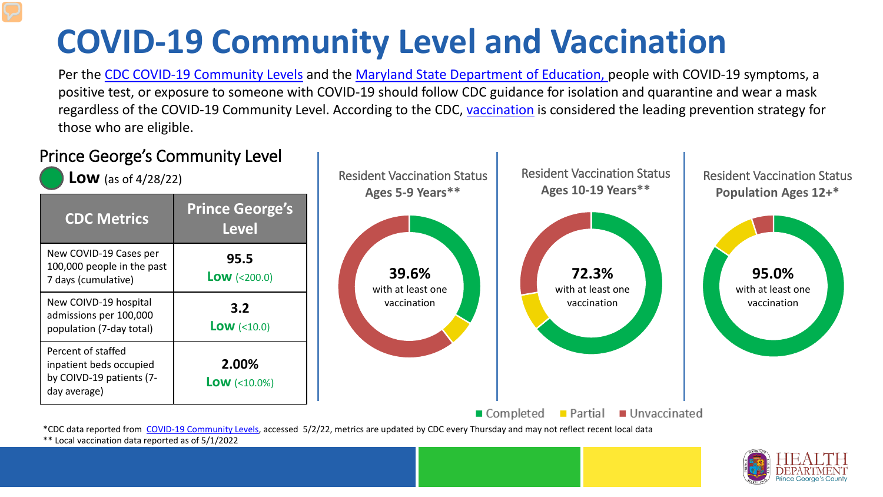# COVID-19 Community Level and Vaccination

Per the CDC COVID-19 Community Levels and the Maryland State Department of Education, people with COVID-19 symptoms, a positive test, or exposure to someone with COVID-19 should follow CDC guidance for isolation and quarantine and wear a mask regardless of the COVID-19 Community Level. According to the CDC, vaccination is considered the leading prevention strategy for those who are eligible.

## Prince George's Community Level

**Low** (as of 4/28/22)

| CDC Metrics | Prince George's Level |
|---|---|
| New COVID-19 Cases per 100,000 people in the past 7 days (cumulative) | **95.5** **Low** (<200.0) |
| New COIVD-19 hospital admissions per 100,000 population (7-day total) | **3.2** **Low** (<10.0) |
| Percent of staffed inpatient beds occupied by COIVD-19 patients (7-day average) | **2.00%** **Low** (<10.0%) |

### Resident Vaccination Status Ages 5-9 Years**

**39.6%** with at least one vaccination

### Resident Vaccination Status Ages 10-19 Years**

**72.3%** with at least one vaccination

### Resident Vaccination Status Population Ages 12+*

**95.0%** with at least one vaccination

Completed | Partial | Unvaccinated

*CDC data reported from COVID-19 Community Levels, accessed 5/2/22, metrics are updated by CDC every Thursday and may not reflect recent local data

** Local vaccination data reported as of 5/1/2022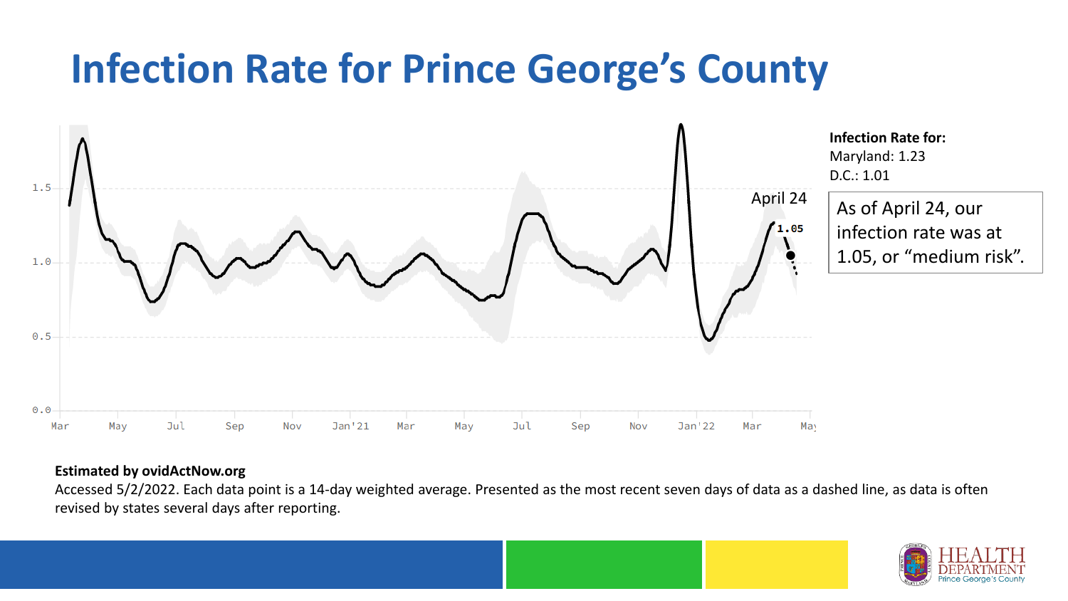# Infection Rate for Prince George's County

**Infection Rate for:**
Maryland: 1.23
D.C.: 1.01

As of April 24, our infection rate was at 1.05, or "medium risk".

**Estimated by ovidActNow.org**

Accessed 5/2/2022. Each data point is a 14-day weighted average. Presented as the most recent seven days of data as a dashed line, as data is often revised by states several days after reporting.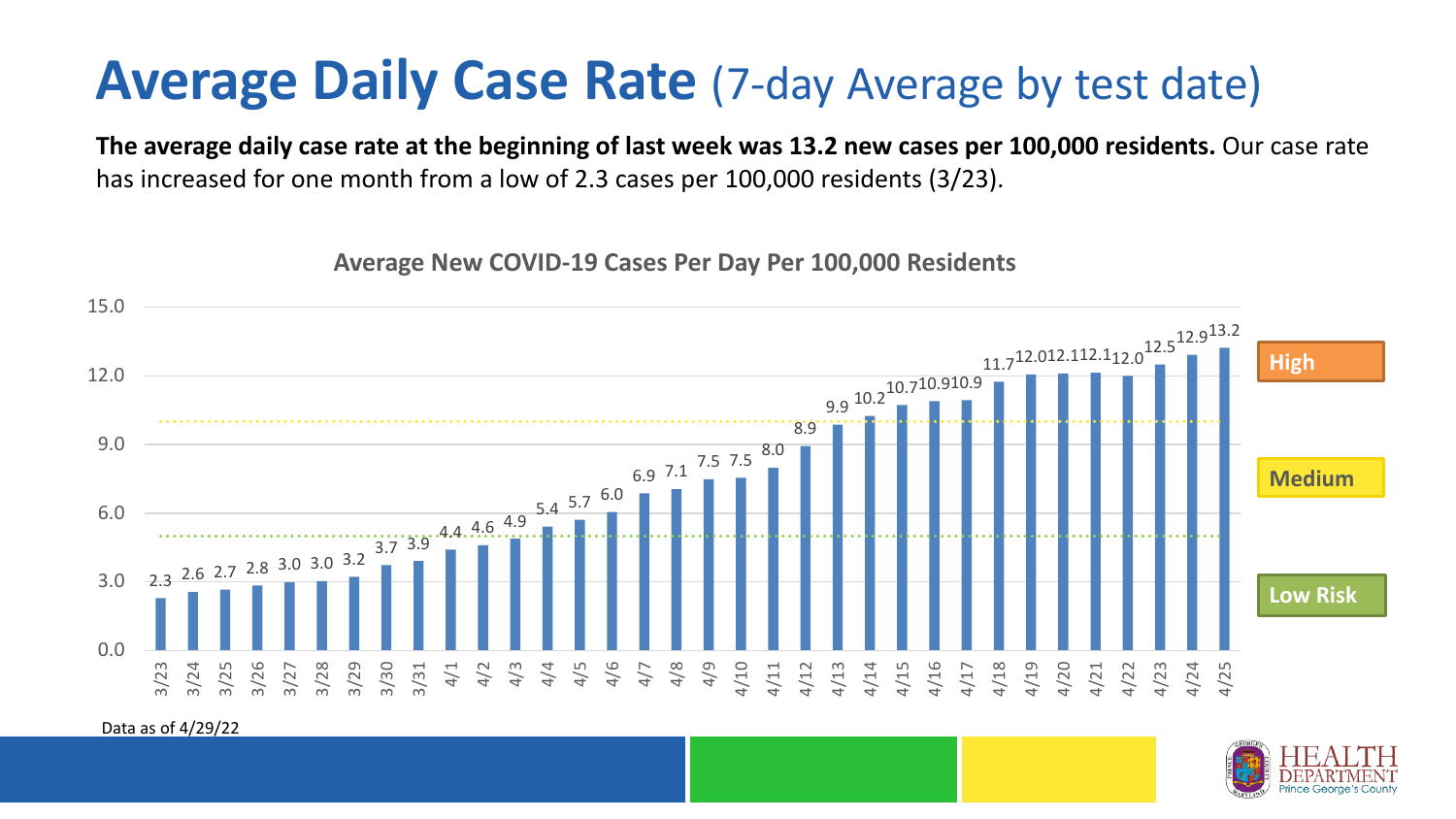# Average Daily Case Rate (7-day Average by test date)

**The average daily case rate at the beginning of last week was 13.2 new cases per 100,000 residents.** Our case rate has increased for one month from a low of 2.3 cases per 100,000 residents (3/23).

**Average New COVID-19 Cases Per Day Per 100,000 Residents**

| Date | Cases per 100,000 |
|---|---|
| 3/23 | 2.3 |
| 3/24 | 2.6 |
| 3/25 | 2.7 |
| 3/26 | 2.8 |
| 3/27 | 3.0 |
| 3/28 | 3.0 |
| 3/29 | 3.2 |
| 3/30 | 3.7 |
| 3/31 | 3.9 |
| 4/1 | 4.4 |
| 4/2 | 4.6 |
| 4/3 | 4.9 |
| 4/4 | 5.4 |
| 4/5 | 5.7 |
| 4/6 | 6.0 |
| 4/7 | 6.9 |
| 4/8 | 7.1 |
| 4/9 | 7.5 |
| 4/10 | 7.5 |
| 4/11 | 8.0 |
| 4/12 | 8.9 |
| 4/13 | 9.9 |
| 4/14 | 10.2 |
| 4/15 | 10.7 |
| 4/16 | 10.9 |
| 4/17 | 10.9 |
| 4/18 | 11.7 |
| 4/19 | 12.0 |
| 4/20 | 12.1 |
| 4/21 | 12.1 |
| 4/22 | 12.0 |
| 4/23 | 12.5 |
| 4/24 | 12.9 |
| 4/25 | 13.2 |

High

Medium

Low Risk

Data as of 4/29/22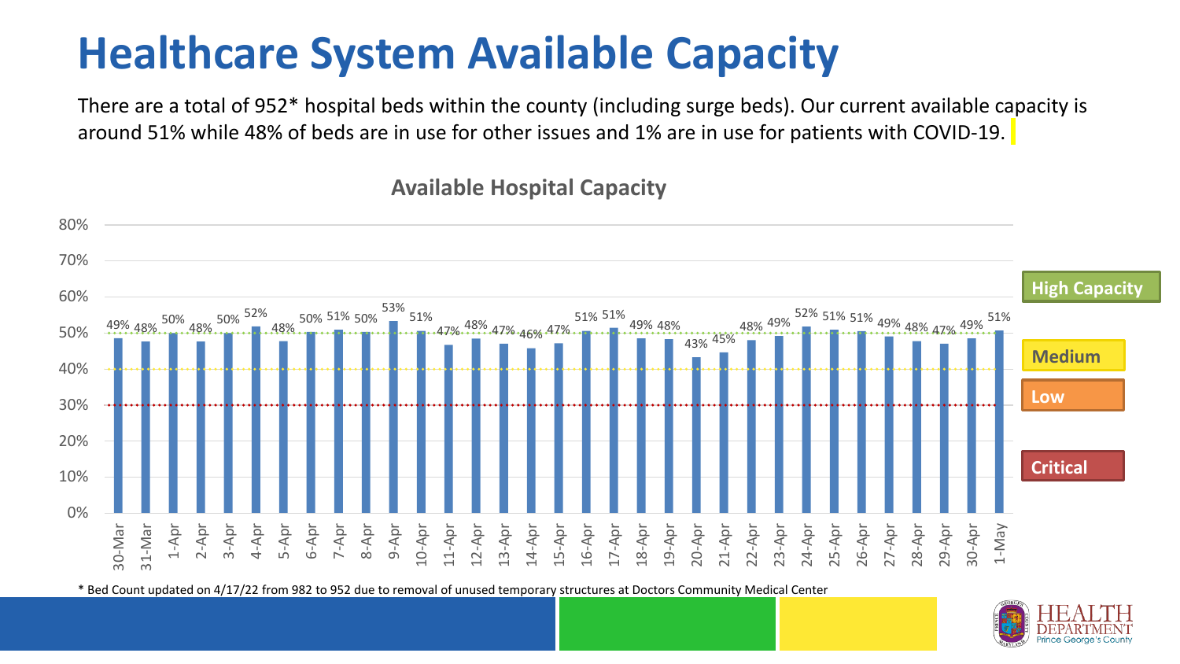# Healthcare System Available Capacity

There are a total of 952* hospital beds within the county (including surge beds). Our current available capacity is around 51% while 48% of beds are in use for other issues and 1% are in use for patients with COVID-19.

**Available Hospital Capacity**

80%
70%
60%
50%
40%
30%
20%
10%
0%

49% 48% 50% 48% 50% 52% 48% 50% 51% 50% 53% 51% 47% 48% 47% 46% 47% 51% 51% 49% 48% 43% 45% 48% 49% 52% 51% 51% 49% 48% 47% 49% 51%

30-Mar 31-Mar 1-Apr 2-Apr 3-Apr 4-Apr 5-Apr 6-Apr 7-Apr 8-Apr 9-Apr 10-Apr 11-Apr 12-Apr 13-Apr 14-Apr 15-Apr 16-Apr 17-Apr 18-Apr 19-Apr 20-Apr 21-Apr 22-Apr 23-Apr 24-Apr 25-Apr 26-Apr 27-Apr 28-Apr 29-Apr 30-Apr 1-May

High Capacity
Medium
Low
Critical

* Bed Count updated on 4/17/22 from 982 to 952 due to removal of unused temporary structures at Doctors Community Medical Center